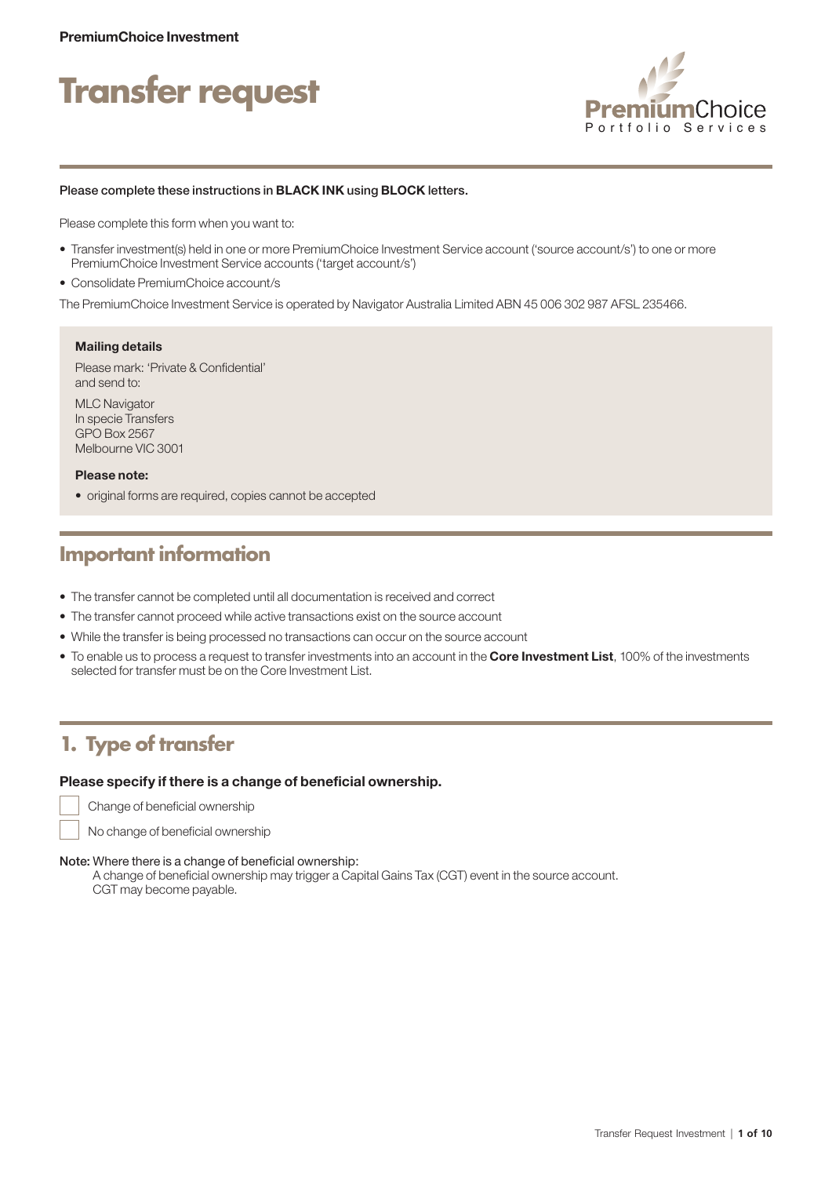**PremiumChoice Investment**

# Transfer request

PremiumChoice Portfolio Services

**Please complete these instructions in BLACK INK using BLOCK letters.**

Please complete this form when you want to:

- Transfer investment(s) held in one or more PremiumChoice Investment Service account ('source account/s') to one or more PremiumChoice Investment Service accounts ('target account/s')
- Consolidate PremiumChoice account/s

The PremiumChoice Investment Service is operated by Navigator Australia Limited ABN 45 006 302 987 AFSL 235466.

**Mailing details**

Please mark: 'Private & Confidential' and send to:

MLC Navigator
In specie Transfers
GPO Box 2567
Melbourne VIC 3001

**Please note:**

- original forms are required, copies cannot be accepted

## Important information

- The transfer cannot be completed until all documentation is received and correct
- The transfer cannot proceed while active transactions exist on the source account
- While the transfer is being processed no transactions can occur on the source account
- To enable us to process a request to transfer investments into an account in the **Core Investment List**, 100% of the investments selected for transfer must be on the Core Investment List.

## 1. Type of transfer

**Please specify if there is a change of beneficial ownership.**

☐ Change of beneficial ownership

☐ No change of beneficial ownership

Note: Where there is a change of beneficial ownership:
A change of beneficial ownership may trigger a Capital Gains Tax (CGT) event in the source account. CGT may become payable.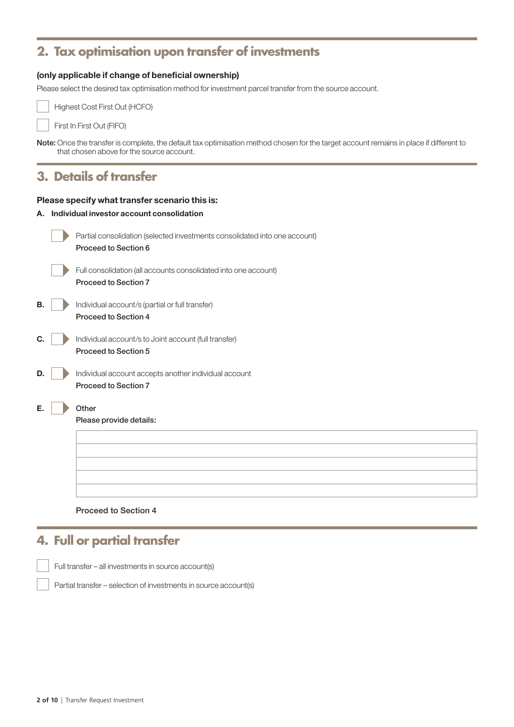## 2. Tax optimisation upon transfer of investments

**(only applicable if change of beneficial ownership)**

Please select the desired tax optimisation method for investment parcel transfer from the source account.

- [ ] Highest Cost First Out (HCFO)
- [ ] First In First Out (FIFO)

**Note:** Once the transfer is complete, the default tax optimisation method chosen for the target account remains in place if different to that chosen above for the source account.

## 3. Details of transfer

**Please specify what transfer scenario this is:**

**A. Individual investor account consolidation**

- [ ] Partial consolidation (selected investments consolidated into one account)
  **Proceed to Section 6**

- [ ] Full consolidation (all accounts consolidated into one account)
  **Proceed to Section 7**

**B.** [ ] Individual account/s (partial or full transfer)
**Proceed to Section 4**

**C.** [ ] Individual account/s to Joint account (full transfer)
**Proceed to Section 5**

**D.** [ ] Individual account accepts another individual account
**Proceed to Section 7**

**E.** [ ] Other

**Please provide details:**

| |
|---|
| |
| |
| |
| |
| |

**Proceed to Section 4**

## 4. Full or partial transfer

- [ ] Full transfer – all investments in source account(s)
- [ ] Partial transfer – selection of investments in source account(s)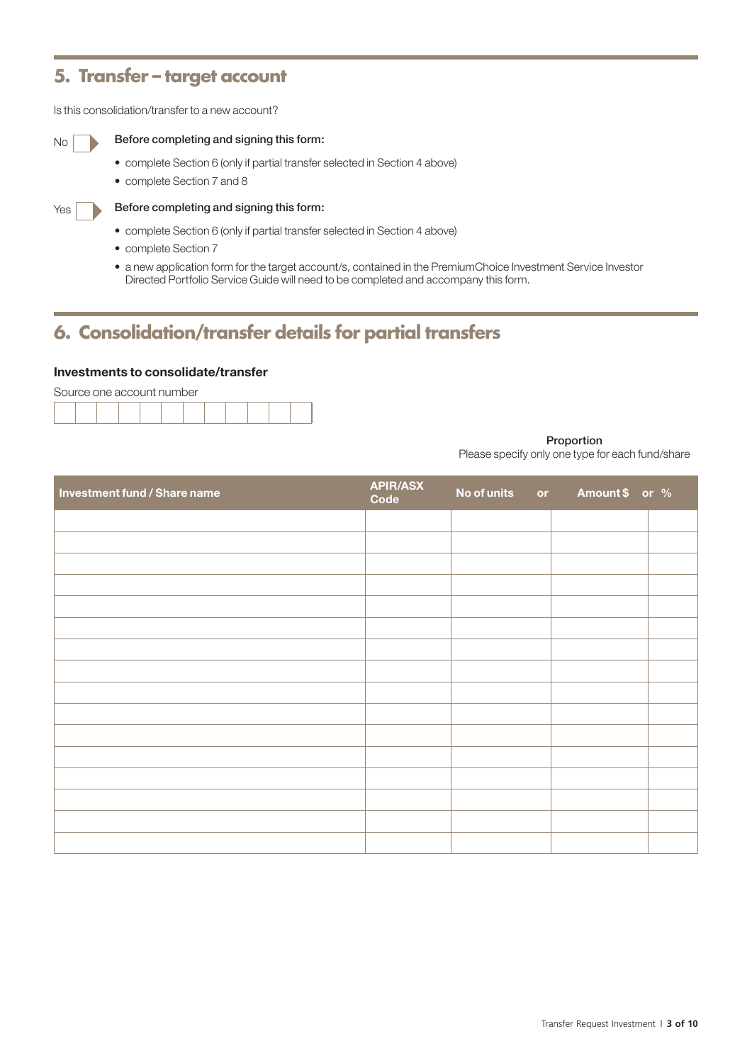## 5. Transfer – target account

Is this consolidation/transfer to a new account?

No ☐ **Before completing and signing this form:**

- complete Section 6 (only if partial transfer selected in Section 4 above)
- complete Section 7 and 8

Yes ☐ **Before completing and signing this form:**

- complete Section 6 (only if partial transfer selected in Section 4 above)
- complete Section 7
- a new application form for the target account/s, contained in the PremiumChoice Investment Service Investor Directed Portfolio Service Guide will need to be completed and accompany this form.

## 6. Consolidation/transfer details for partial transfers

**Investments to consolidate/transfer**

Source one account number

| | | | | | | | | | | | |
|---|---|---|---|---|---|---|---|---|---|---|---|
| | | | | | | | | | | | |

**Proportion**
Please specify only one type for each fund/share

| Investment fund / Share name | APIR/ASX Code | No of units or | Amount $ or | % |
|---|---|---|---|---|
| | | | | |
| | | | | |
| | | | | |
| | | | | |
| | | | | |
| | | | | |
| | | | | |
| | | | | |
| | | | | |
| | | | | |
| | | | | |
| | | | | |
| | | | | |
| | | | | |
| | | | | |
| | | | | |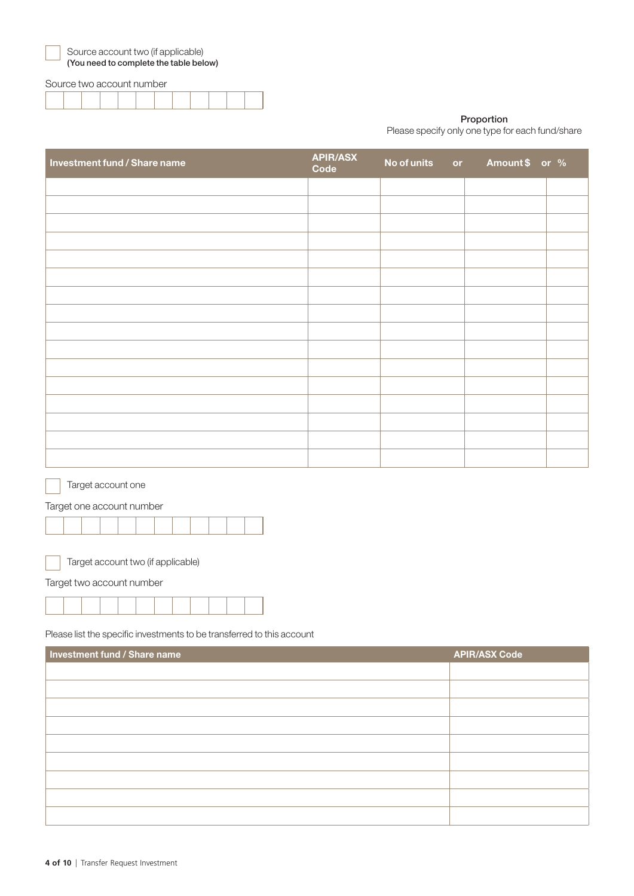☐ Source account two (if applicable)
**(You need to complete the table below)**

Source two account number

| | | | | | | | | | | | |
|---|---|---|---|---|---|---|---|---|---|---|---|
| | | | | | | | | | | | |

**Proportion**
Please specify only one type for each fund/share

| Investment fund / Share name | APIR/ASX Code | No of units or | Amount $ | or % |
|---|---|---|---|---|
| | | | | |
| | | | | |
| | | | | |
| | | | | |
| | | | | |
| | | | | |
| | | | | |
| | | | | |
| | | | | |
| | | | | |
| | | | | |
| | | | | |
| | | | | |
| | | | | |
| | | | | |
| | | | | |

☐ Target account one

Target one account number

| | | | | | | | | | | | |
|---|---|---|---|---|---|---|---|---|---|---|---|
| | | | | | | | | | | | |

☐ Target account two (if applicable)

Target two account number

| | | | | | | | | | | | |
|---|---|---|---|---|---|---|---|---|---|---|---|
| | | | | | | | | | | | |

Please list the specific investments to be transferred to this account

| Investment fund / Share name | APIR/ASX Code |
|---|---|
| | |
| | |
| | |
| | |
| | |
| | |
| | |
| | |
| | |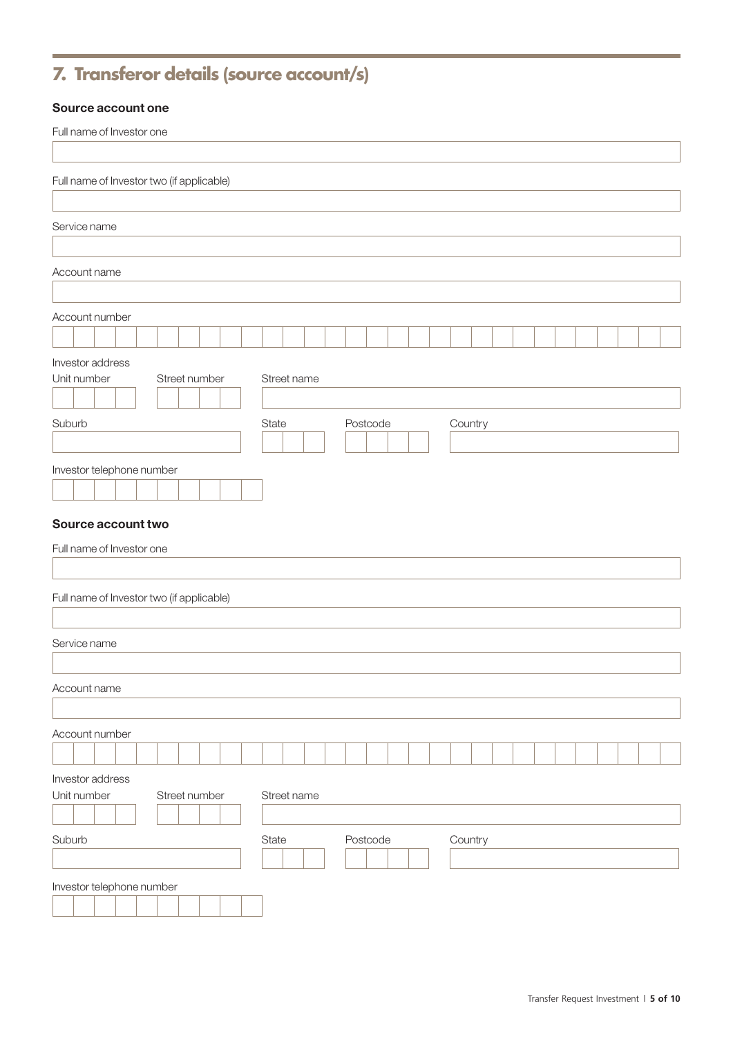## 7. Transferor details (source account/s)

### Source account one

Full name of Investor one

Full name of Investor two (if applicable)

Service name

Account name

Account number

Investor address

Unit number

Street number

Street name

Suburb

State

Postcode

Country

Investor telephone number

### Source account two

Full name of Investor one

Full name of Investor two (if applicable)

Service name

Account name

Account number

Investor address

Unit number

Street number

Street name

Suburb

State

Postcode

Country

Investor telephone number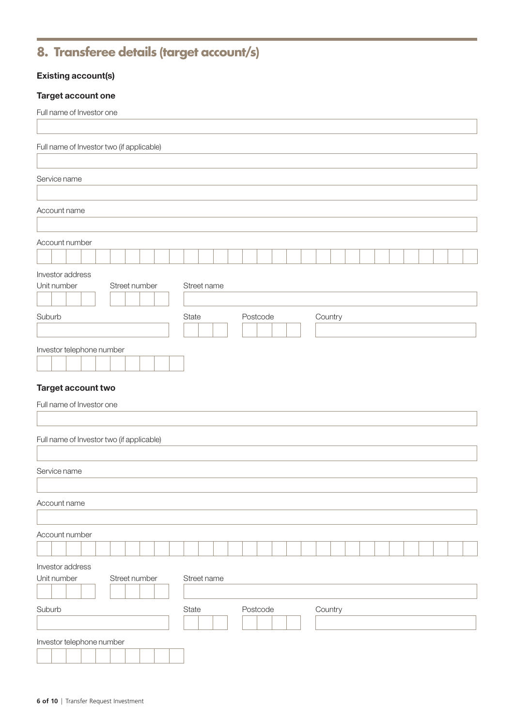## 8. Transferee details (target account/s)

### Existing account(s)

### Target account one

Full name of Investor one

Full name of Investor two (if applicable)

Service name

Account name

Account number

Investor address

Unit number

Street number

Street name

Suburb

State

Postcode

Country

Investor telephone number

### Target account two

Full name of Investor one

Full name of Investor two (if applicable)

Service name

Account name

Account number

Investor address

Unit number

Street number

Street name

Suburb

State

Postcode

Country

Investor telephone number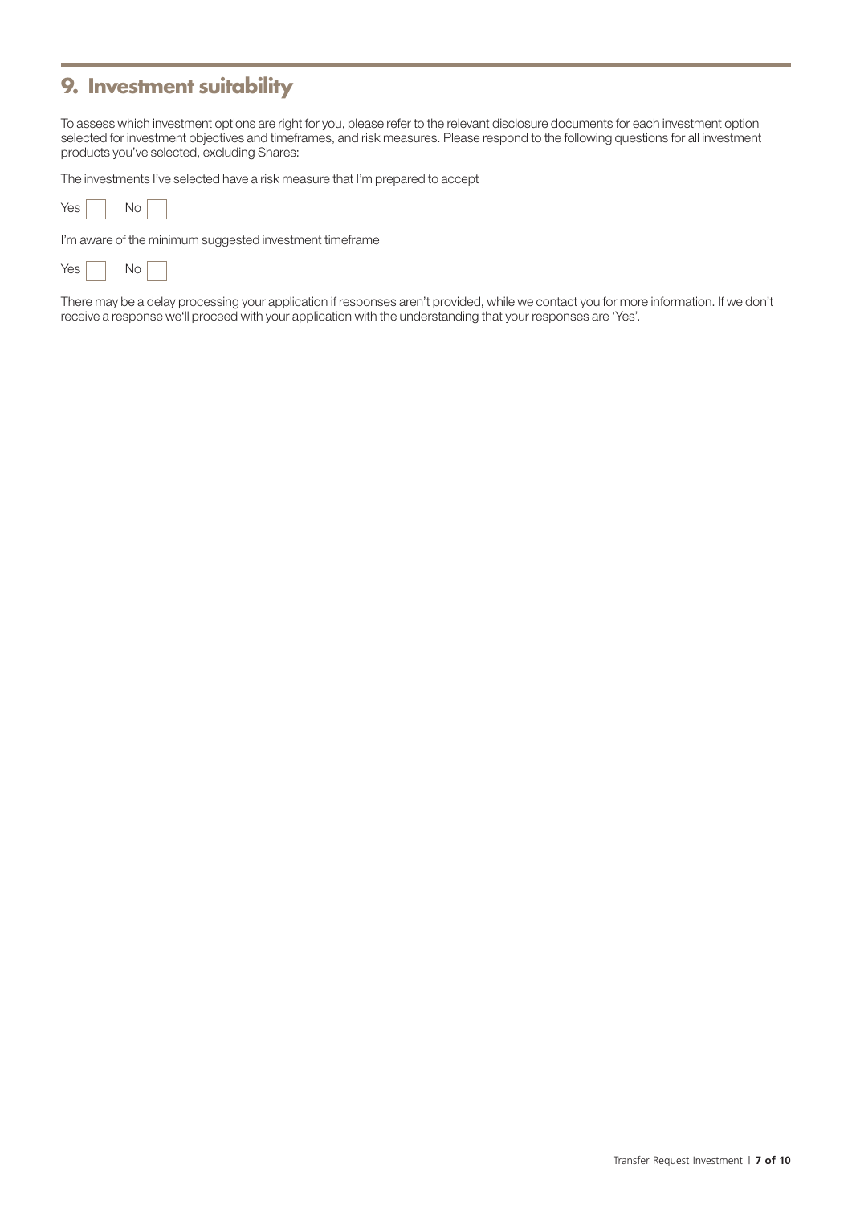## 9. Investment suitability

To assess which investment options are right for you, please refer to the relevant disclosure documents for each investment option selected for investment objectives and timeframes, and risk measures. Please respond to the following questions for all investment products you've selected, excluding Shares:

The investments I've selected have a risk measure that I'm prepared to accept

Yes ☐ No ☐

I'm aware of the minimum suggested investment timeframe

Yes ☐ No ☐

There may be a delay processing your application if responses aren't provided, while we contact you for more information. If we don't receive a response we'll proceed with your application with the understanding that your responses are 'Yes'.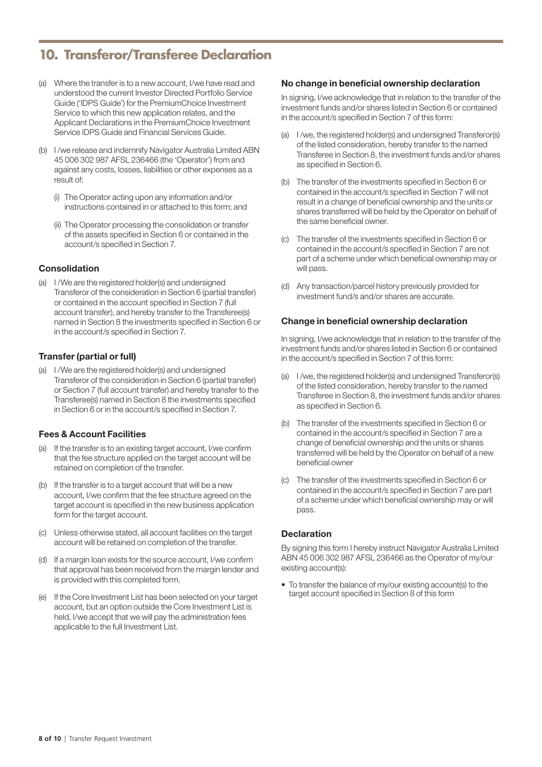# 10. Transferor/Transferee Declaration

(a) Where the transfer is to a new account, I/we have read and understood the current Investor Directed Portfolio Service Guide ('IDPS Guide') for the PremiumChoice Investment Service to which this new application relates, and the Applicant Declarations in the PremiumChoice Investment Service IDPS Guide and Financial Services Guide.

(b) I /we release and indemnify Navigator Australia Limited ABN 45 006 302 987 AFSL 236466 (the 'Operator') from and against any costs, losses, liabilities or other expenses as a result of:

   (i) The Operator acting upon any information and/or instructions contained in or attached to this form; and

   (ii) The Operator processing the consolidation or transfer of the assets specified in Section 6 or contained in the account/s specified in Section 7.

### Consolidation

(a) I /We are the registered holder(s) and undersigned Transferor of the consideration in Section 6 (partial transfer) or contained in the account specified in Section 7 (full account transfer), and hereby transfer to the Transferee(s) named in Section 8 the investments specified in Section 6 or in the account/s specified in Section 7.

### Transfer (partial or full)

(a) I /We are the registered holder(s) and undersigned Transferor of the consideration in Section 6 (partial transfer) or Section 7 (full account transfer) and hereby transfer to the Transferee(s) named in Section 8 the investments specified in Section 6 or in the account/s specified in Section 7.

### Fees & Account Facilities

(a) If the transfer is to an existing target account, I/we confirm that the fee structure applied on the target account will be retained on completion of the transfer.

(b) If the transfer is to a target account that will be a new account, I/we confirm that the fee structure agreed on the target account is specified in the new business application form for the target account.

(c) Unless otherwise stated, all account facilities on the target account will be retained on completion of the transfer.

(d) If a margin loan exists for the source account, I/we confirm that approval has been received from the margin lender and is provided with this completed form.

(e) If the Core Investment List has been selected on your target account, but an option outside the Core Investment List is held, I/we accept that we will pay the administration fees applicable to the full Investment List.

### No change in beneficial ownership declaration

In signing, I/we acknowledge that in relation to the transfer of the investment funds and/or shares listed in Section 6 or contained in the account/s specified in Section 7 of this form:

(a) I /we, the registered holder(s) and undersigned Transferor(s) of the listed consideration, hereby transfer to the named Transferee in Section 8, the investment funds and/or shares as specified in Section 6.

(b) The transfer of the investments specified in Section 6 or contained in the account/s specified in Section 7 will not result in a change of beneficial ownership and the units or shares transferred will be held by the Operator on behalf of the same beneficial owner.

(c) The transfer of the investments specified in Section 6 or contained in the account/s specified in Section 7 are not part of a scheme under which beneficial ownership may or will pass.

(d) Any transaction/parcel history previously provided for investment fund/s and/or shares are accurate.

### Change in beneficial ownership declaration

In signing, I/we acknowledge that in relation to the transfer of the investment funds and/or shares listed in Section 6 or contained in the account/s specified in Section 7 of this form:

(a) I /we, the registered holder(s) and undersigned Transferor(s) of the listed consideration, hereby transfer to the named Transferee in Section 8, the investment funds and/or shares as specified in Section 6.

(b) The transfer of the investments specified in Section 6 or contained in the account/s specified in Section 7 are a change of beneficial ownership and the units or shares transferred will be held by the Operator on behalf of a new beneficial owner

(c) The transfer of the investments specified in Section 6 or contained in the account/s specified in Section 7 are part of a scheme under which beneficial ownership may or will pass.

### Declaration

By signing this form I hereby instruct Navigator Australia Limited ABN 45 006 302 987 AFSL 236466 as the Operator of my/our existing account(s):

- To transfer the balance of my/our existing account(s) to the target account specified in Section 8 of this form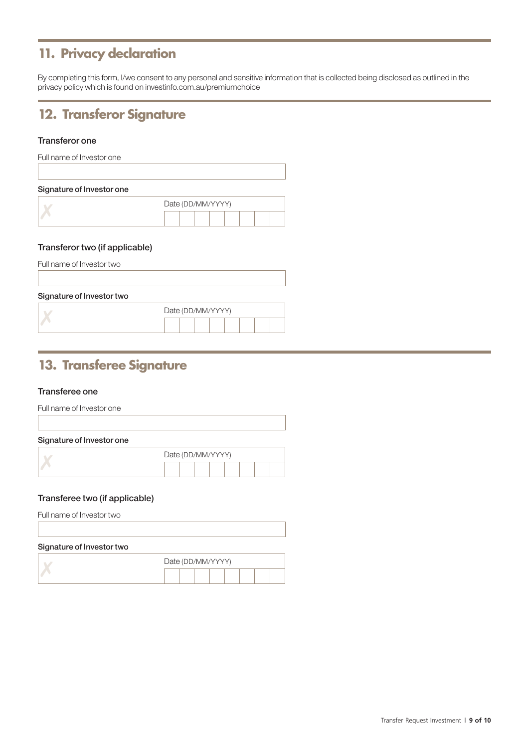## 11. Privacy declaration

By completing this form, I/we consent to any personal and sensitive information that is collected being disclosed as outlined in the privacy policy which is found on investinfo.com.au/premiumchoice

## 12. Transferor Signature

### Transferor one

Full name of Investor one

**Signature of Investor one**

✗ Date (DD/MM/YYYY)

### Transferor two (if applicable)

Full name of Investor two

**Signature of Investor two**

✗ Date (DD/MM/YYYY)

## 13. Transferee Signature

### Transferee one

Full name of Investor one

**Signature of Investor one**

✗ Date (DD/MM/YYYY)

### Transferee two (if applicable)

Full name of Investor two

**Signature of Investor two**

✗ Date (DD/MM/YYYY)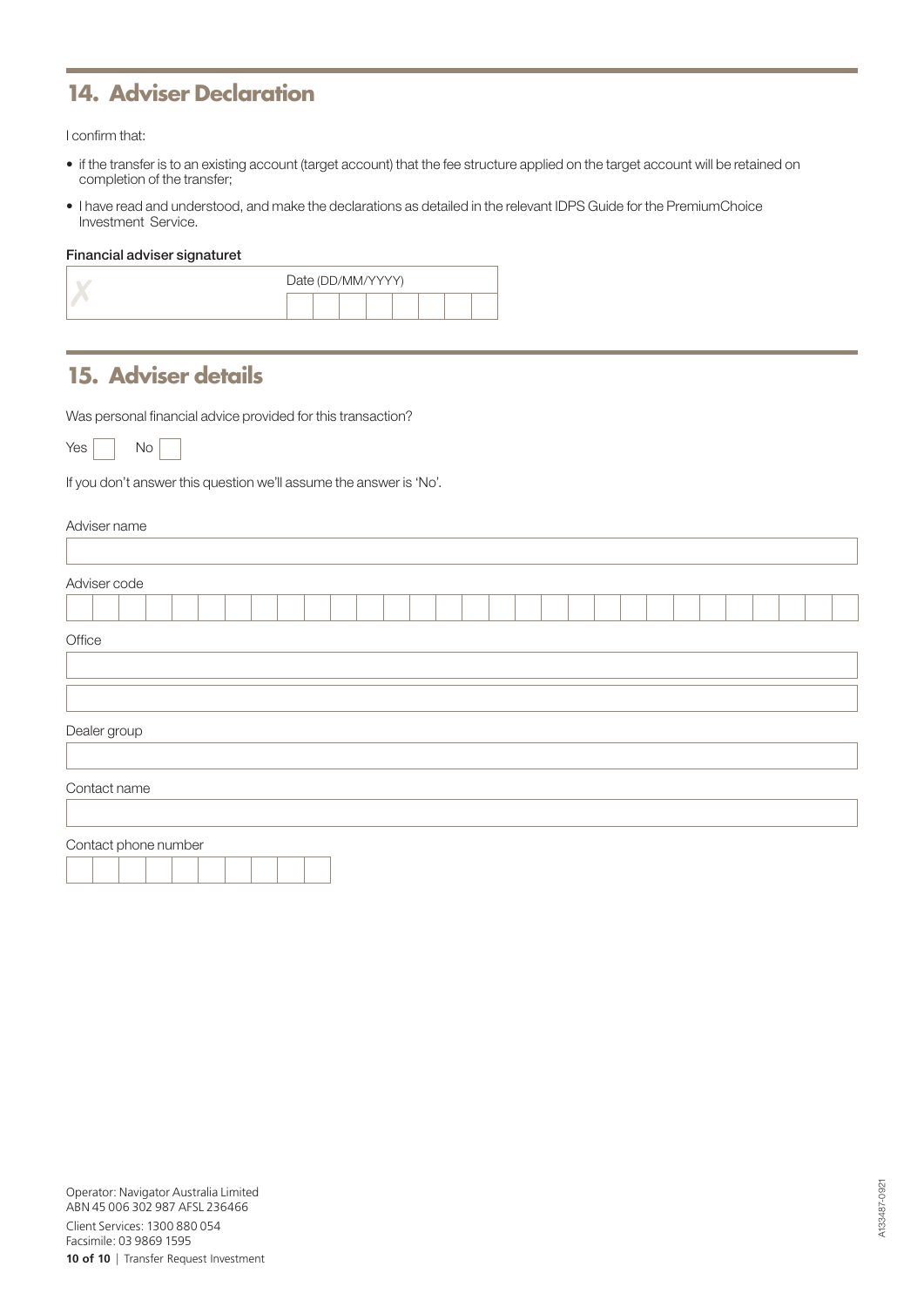## 14. Adviser Declaration

I confirm that:

- if the transfer is to an existing account (target account) that the fee structure applied on the target account will be retained on completion of the transfer;
- I have read and understood, and make the declarations as detailed in the relevant IDPS Guide for the PremiumChoice Investment Service.

**Financial adviser signaturet**

✗

Date (DD/MM/YYYY)

## 15. Adviser details

Was personal financial advice provided for this transaction?

Yes ☐ No ☐

If you don't answer this question we'll assume the answer is 'No'.

Adviser name

Adviser code

Office

Dealer group

Contact name

Contact phone number

Operator: Navigator Australia Limited
ABN 45 006 302 987 AFSL 236466
Client Services: 1300 880 054
Facsimile: 03 9869 1595

A133487-0921